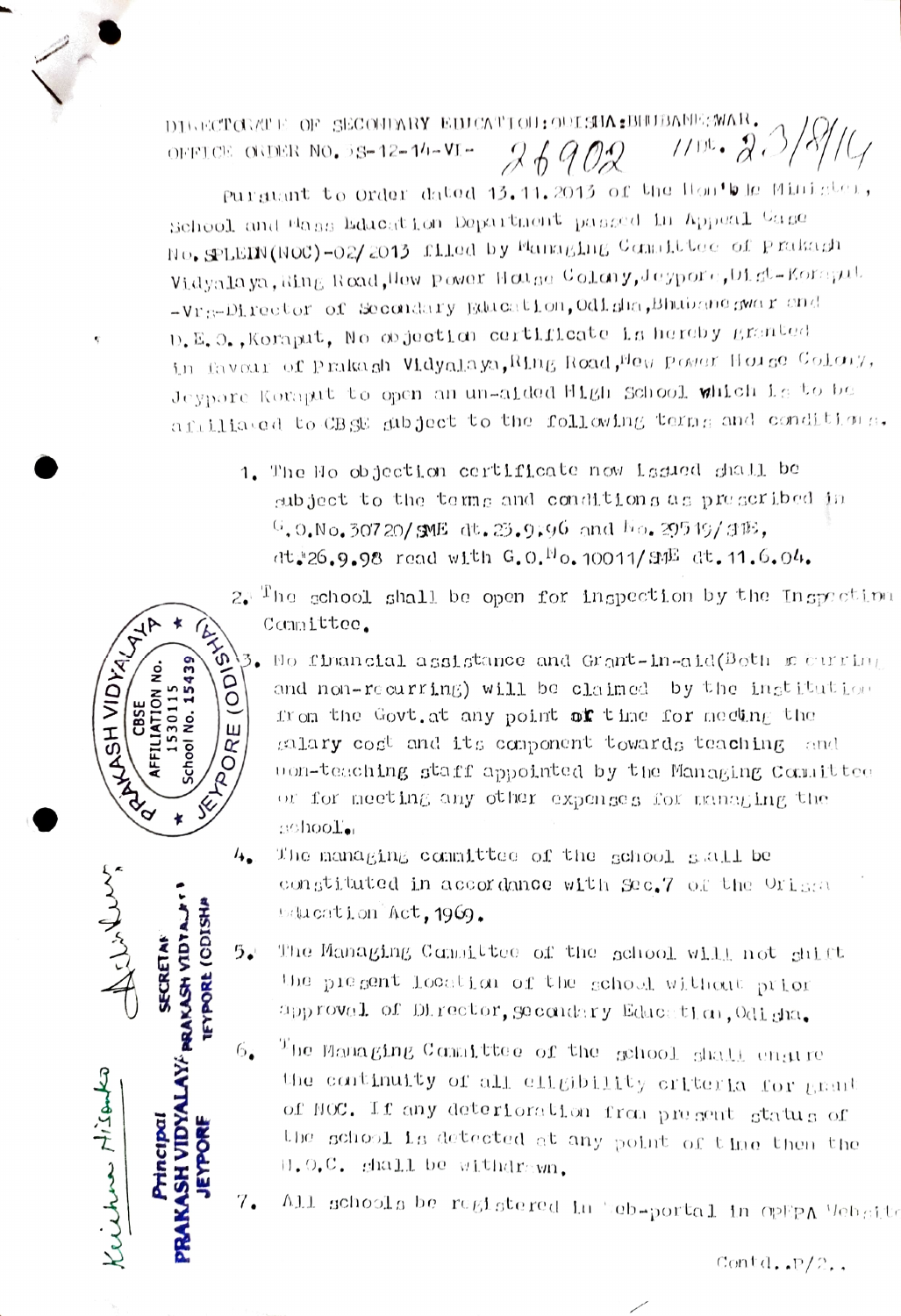DIRECTORATE OF SECONDARY EDUCATION:ODISHA:BHUBANESWAR.
OFFICE ORDER NO. SS-12-14-VI- 26902 /Dt. 23/8/14

Pursuant to Order dated 13.11.2013 of the Hon'ble Minister, School and Mass Education Department passed in Appeal Case No. SPLEIN(NOC)-02/2013 filed by Managing Committee of Prakash Vidyalaya, Ring Road, New Power House Colony, Jeypore, Dist-Koraput -Vrs-Director of Secondary Education, Odisha, Bhubaneswar and D.E.O., Koraput, No objection certificate is hereby granted in favour of Prakash Vidyalaya, Ring Road, New Power House Colony, Jeypore Koraput to open an un-aided High School which is to be affiliated to CBSE subject to the following terms and conditions.

1. The No objection certificate now issued shall be subject to the terms and conditions as prescribed in G.O.No.30720/SME dt.23.9.96 and No.29519/SME, dt.26.9.98 read with G.O.No.10011/SME dt.11.6.04.
2. The school shall be open for inspection by the Inspection Committee.
3. No financial assistance and Grant-in-aid(Both recurring and non-recurring) will be claimed by the institution from the Govt. at any point of time for meeting the salary cost and its component towards teaching and non-teaching staff appointed by the Managing Committee or for meeting any other expenses for managing the school.
4. The managing committee of the school shall be constituted in accordance with Sec.7 of the Orissa Education Act, 1969.
5. The Managing Committee of the school will not shift the present location of the school without prior approval of Director, Secondary Education, Odisha.
6. The Managing Committee of the school shall ensure the continuity of all eligibility criteria for grant of NOC. If any deterioration from present status of the school is detected at any point of time then the N.O.C. shall be withdrawn.
7. All schools be registered in web-portal in OPEPA Website

Contd..P/2..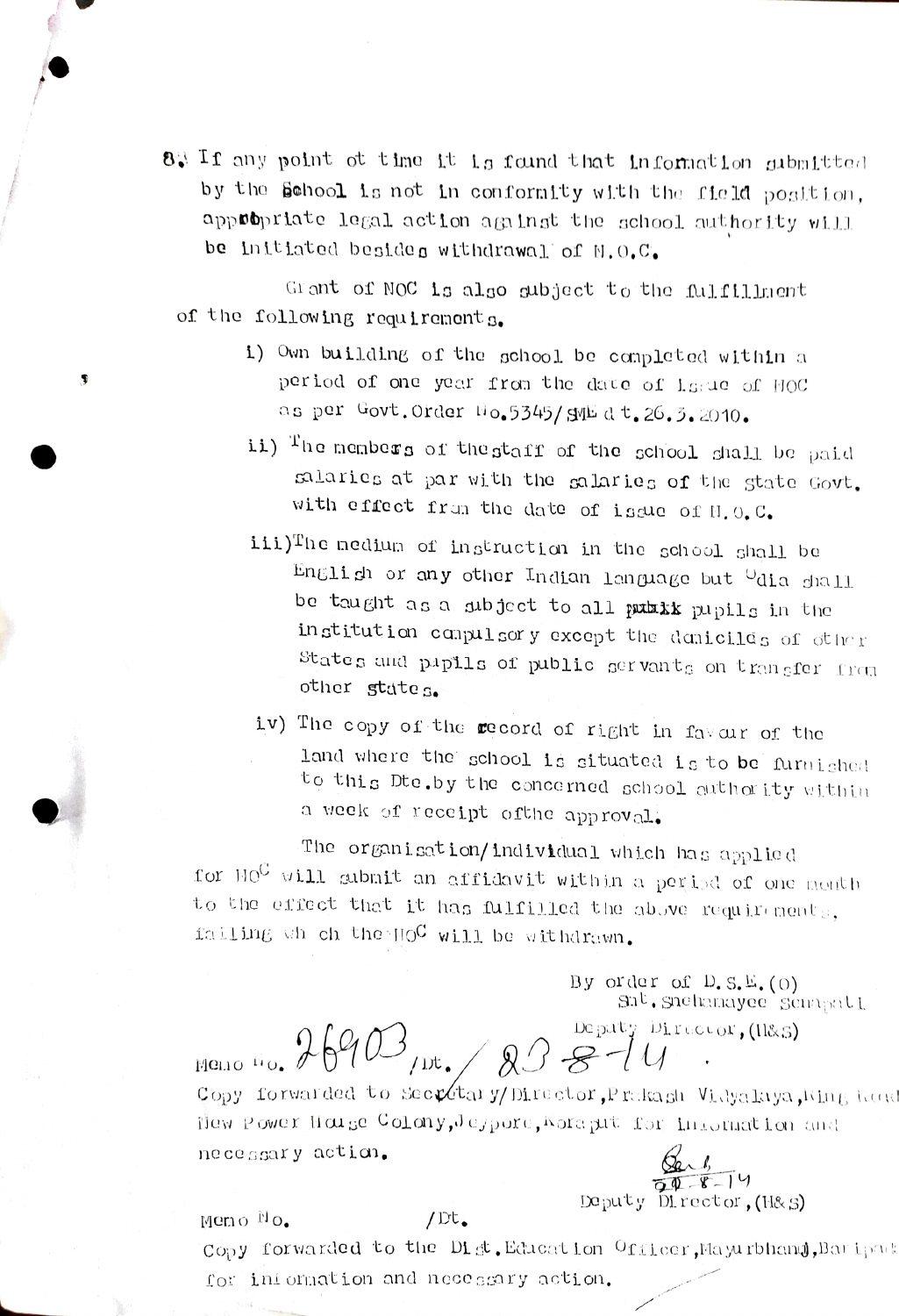8. If any point of time it is found that information submitted by the School is not in conformity with the field position, appropriate legal action against the school authority will be initiated besides withdrawal of N.O.C.

Grant of NOC is also subject to the fulfillment of the following requirements.

i) Own building of the school be completed within a period of one year from the date of issue of NOC as per Govt.Order No.5345/SME dt.26.3.2010.

ii) The members of the staff of the school shall be paid salaries at par with the salaries of the state Govt. with effect from the date of issue of N.O.C.

iii) The medium of instruction in the school shall be English or any other Indian language but Odia shall be taught as a subject to all pupils in the institution compulsory except the domiciles of other States and pupils of public servants on transfer from other states.

iv) The copy of the record of right in favour of the land where the school is situated is to be furnished to this Dte.by the concerned school authority within a week of receipt of the approval.

The organisation/individual which has applied for NOC will submit an affidavit within a period of one month to the effect that it has fulfilled the above requirements, failing which the NOC will be withdrawn.

By order of D.S.E.(O)
Smt. Snehamayee Sampati
Deputy Director,(H&S)

Memo No. 26903 /Dt. 23-8-14

Copy forwarded to Secretary/Director,Prakash Vidyalaya,Ring Road New Power House Colony,Jeypore,Koraput for information and necessary action.

22-8-14
Deputy Director,(H&S)

Memo No. /Dt.

Copy forwarded to the Dist.Education Officer,Mayurbhanj,Baripada for information and necessary action.